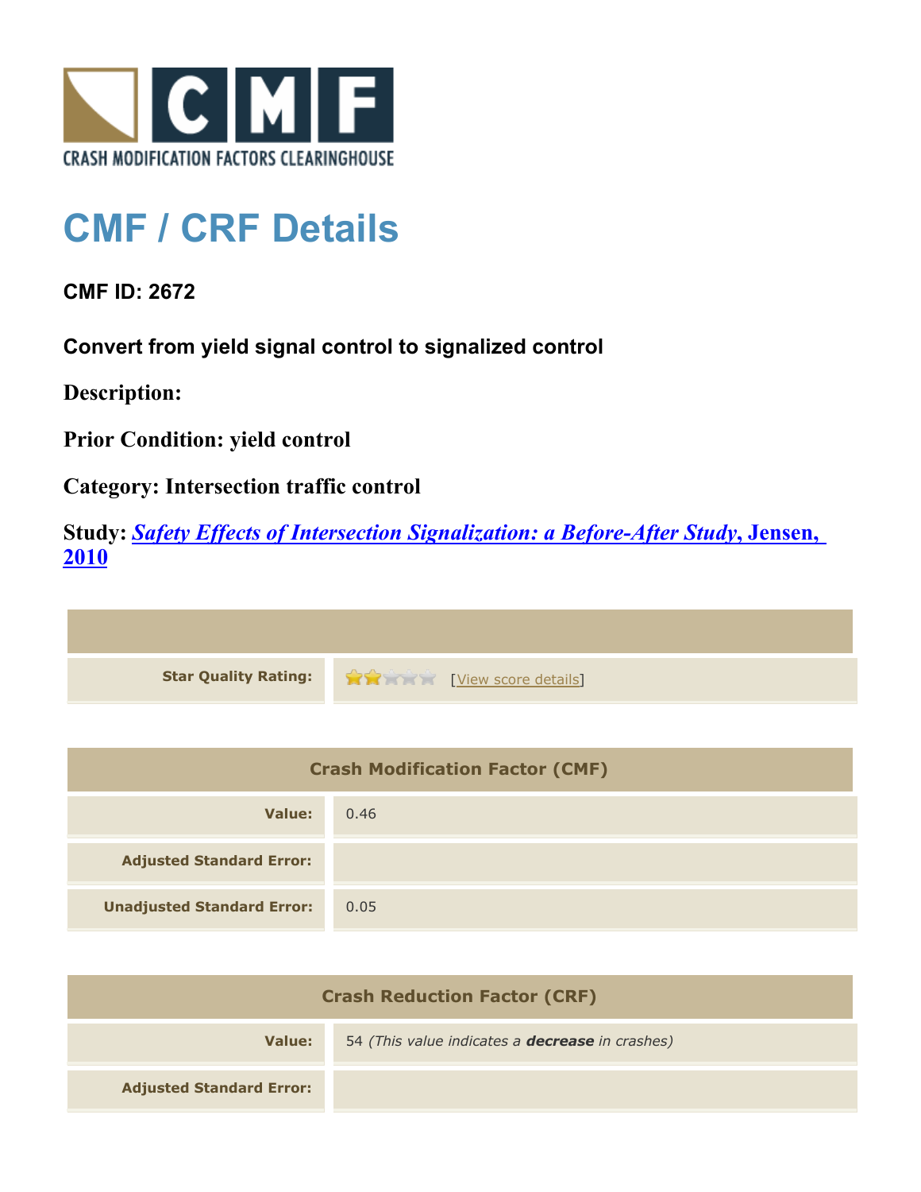CRASH MODIFICATION FACTORS CLEARINGHOUSE

# CMF / CRF Details

## CMF ID: 2672

### Convert from yield signal control to signalized control

**Description:**

**Prior Condition:** yield control

**Category:** Intersection traffic control

**Study:** *Safety Effects of Intersection Signalization: a Before-After Study*, Jensen, 2010

| | |
|---|---|
| **Star Quality Rating:** | ★★☆☆☆ [View score details] |

| Crash Modification Factor (CMF) | |
|---|---|
| **Value:** | 0.46 |
| **Adjusted Standard Error:** | |
| **Unadjusted Standard Error:** | 0.05 |

| Crash Reduction Factor (CRF) | |
|---|---|
| **Value:** | 54 *(This value indicates a **decrease** in crashes)* |
| **Adjusted Standard Error:** | |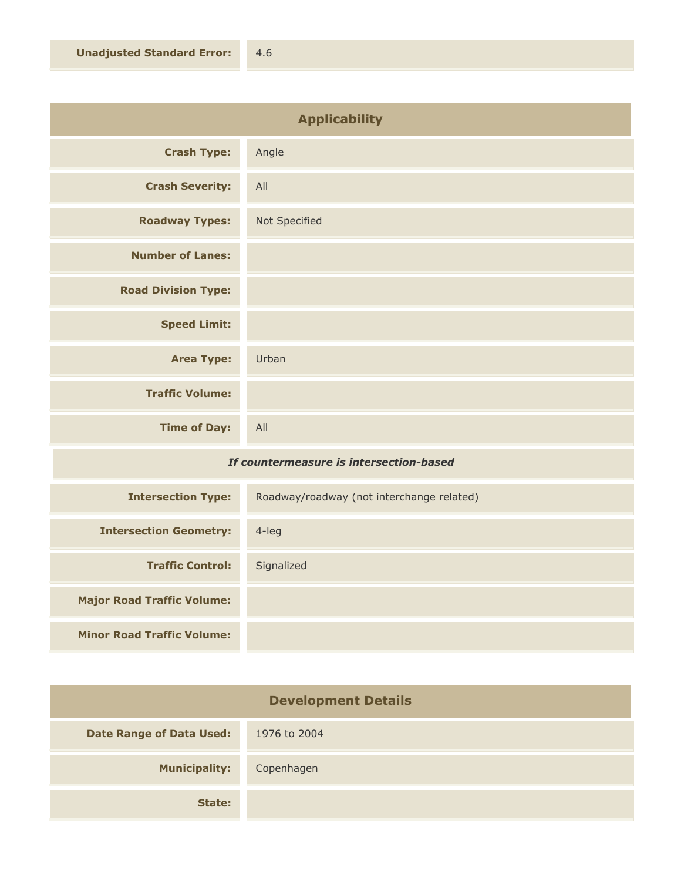| | |
|---|---|
| **Unadjusted Standard Error:** | 4.6 |

## Applicability

| | |
|---|---|
| **Crash Type:** | Angle |
| **Crash Severity:** | All |
| **Roadway Types:** | Not Specified |
| **Number of Lanes:** | |
| **Road Division Type:** | |
| **Speed Limit:** | |
| **Area Type:** | Urban |
| **Traffic Volume:** | |
| **Time of Day:** | All |

***If countermeasure is intersection-based***

| | |
|---|---|
| **Intersection Type:** | Roadway/roadway (not interchange related) |
| **Intersection Geometry:** | 4-leg |
| **Traffic Control:** | Signalized |
| **Major Road Traffic Volume:** | |
| **Minor Road Traffic Volume:** | |

## Development Details

| | |
|---|---|
| **Date Range of Data Used:** | 1976 to 2004 |
| **Municipality:** | Copenhagen |
| **State:** | |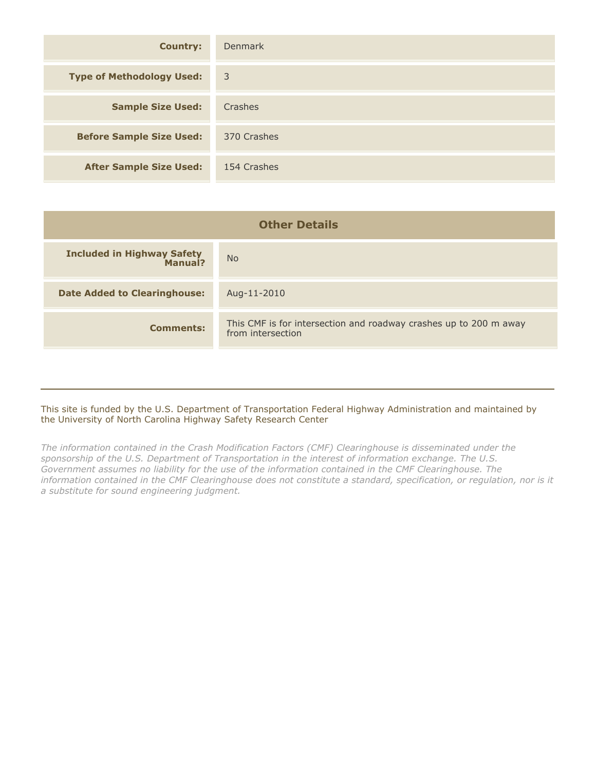| | |
|---|---|
| **Country:** | Denmark |
| **Type of Methodology Used:** | 3 |
| **Sample Size Used:** | Crashes |
| **Before Sample Size Used:** | 370 Crashes |
| **After Sample Size Used:** | 154 Crashes |

## Other Details

| | |
|---|---|
| **Included in Highway Safety Manual?** | No |
| **Date Added to Clearinghouse:** | Aug-11-2010 |
| **Comments:** | This CMF is for intersection and roadway crashes up to 200 m away from intersection |

---

This site is funded by the U.S. Department of Transportation Federal Highway Administration and maintained by the University of North Carolina Highway Safety Research Center

*The information contained in the Crash Modification Factors (CMF) Clearinghouse is disseminated under the sponsorship of the U.S. Department of Transportation in the interest of information exchange. The U.S. Government assumes no liability for the use of the information contained in the CMF Clearinghouse. The information contained in the CMF Clearinghouse does not constitute a standard, specification, or regulation, nor is it a substitute for sound engineering judgment.*